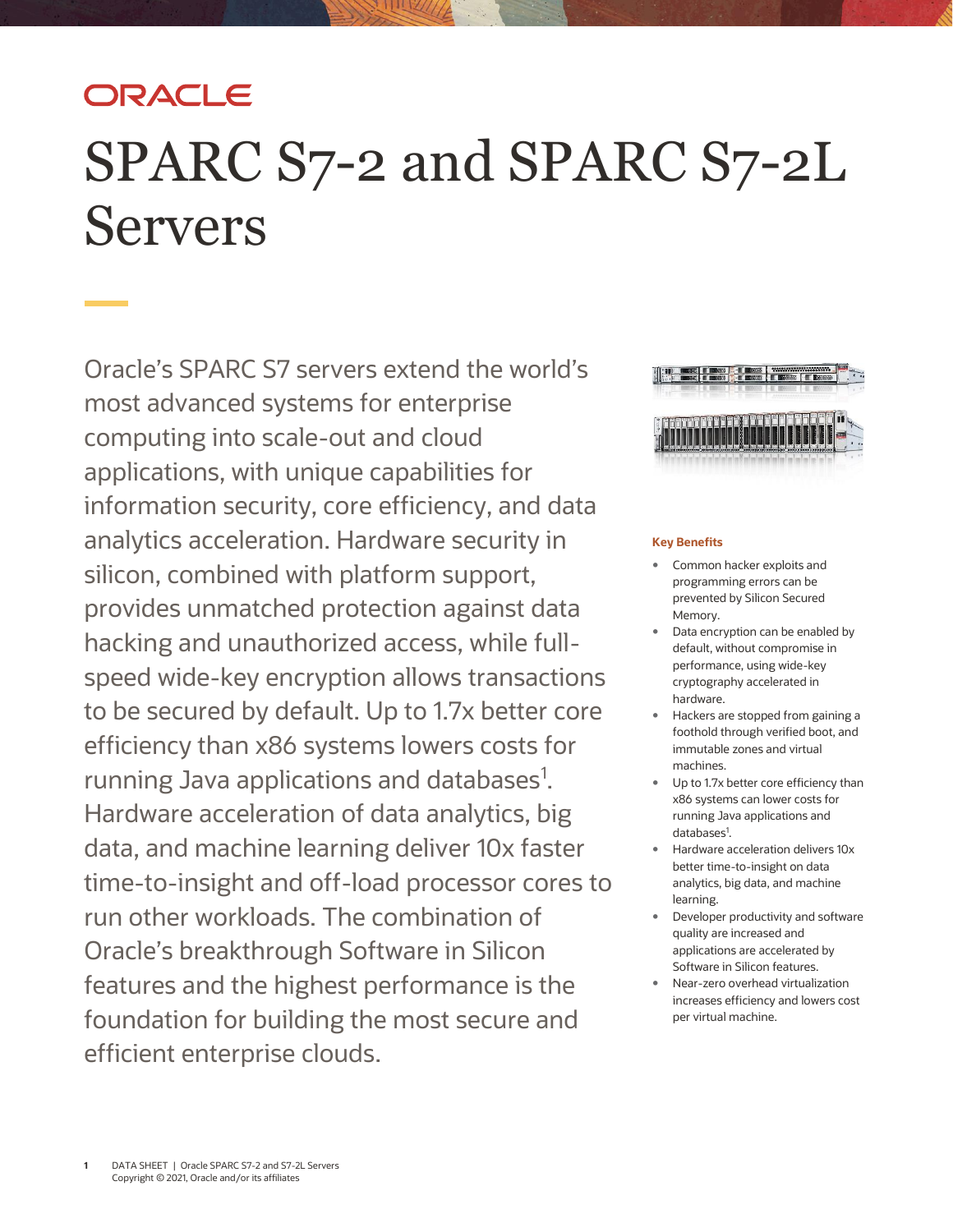ORACLE

# SPARC S7-2 and SPARC S7-2L Servers

Oracle's SPARC S7 servers extend the world's most advanced systems for enterprise computing into scale-out and cloud applications, with unique capabilities for information security, core efficiency, and data analytics acceleration. Hardware security in silicon, combined with platform support, provides unmatched protection against data hacking and unauthorized access, while full-speed wide-key encryption allows transactions to be secured by default. Up to 1.7x better core efficiency than x86 systems lowers costs for running Java applications and databases[1]. Hardware acceleration of data analytics, big data, and machine learning deliver 10x faster time-to-insight and off-load processor cores to run other workloads. The combination of Oracle's breakthrough Software in Silicon features and the highest performance is the foundation for building the most secure and efficient enterprise clouds.

**Key Benefits**

- Common hacker exploits and programming errors can be prevented by Silicon Secured Memory.
- Data encryption can be enabled by default, without compromise in performance, using wide-key cryptography accelerated in hardware.
- Hackers are stopped from gaining a foothold through verified boot, and immutable zones and virtual machines.
- Up to 1.7x better core efficiency than x86 systems can lower costs for running Java applications and databases[1].
- Hardware acceleration delivers 10x better time-to-insight on data analytics, big data, and machine learning.
- Developer productivity and software quality are increased and applications are accelerated by Software in Silicon features.
- Near-zero overhead virtualization increases efficiency and lowers cost per virtual machine.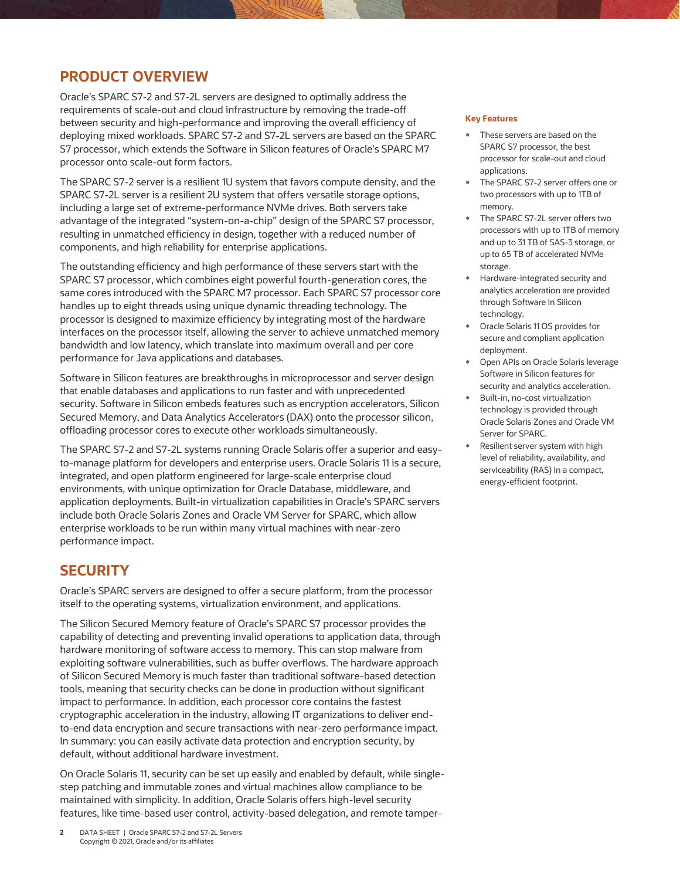## PRODUCT OVERVIEW

Oracle's SPARC S7-2 and S7-2L servers are designed to optimally address the requirements of scale-out and cloud infrastructure by removing the trade-off between security and high-performance and improving the overall efficiency of deploying mixed workloads. SPARC S7-2 and S7-2L servers are based on the SPARC S7 processor, which extends the Software in Silicon features of Oracle's SPARC M7 processor onto scale-out form factors.

The SPARC S7-2 server is a resilient 1U system that favors compute density, and the SPARC S7-2L server is a resilient 2U system that offers versatile storage options, including a large set of extreme-performance NVMe drives. Both servers take advantage of the integrated "system-on-a-chip" design of the SPARC S7 processor, resulting in unmatched efficiency in design, together with a reduced number of components, and high reliability for enterprise applications.

The outstanding efficiency and high performance of these servers start with the SPARC S7 processor, which combines eight powerful fourth-generation cores, the same cores introduced with the SPARC M7 processor. Each SPARC S7 processor core handles up to eight threads using unique dynamic threading technology. The processor is designed to maximize efficiency by integrating most of the hardware interfaces on the processor itself, allowing the server to achieve unmatched memory bandwidth and low latency, which translate into maximum overall and per core performance for Java applications and databases.

Software in Silicon features are breakthroughs in microprocessor and server design that enable databases and applications to run faster and with unprecedented security. Software in Silicon embeds features such as encryption accelerators, Silicon Secured Memory, and Data Analytics Accelerators (DAX) onto the processor silicon, offloading processor cores to execute other workloads simultaneously.

The SPARC S7-2 and S7-2L systems running Oracle Solaris offer a superior and easy-to-manage platform for developers and enterprise users. Oracle Solaris 11 is a secure, integrated, and open platform engineered for large-scale enterprise cloud environments, with unique optimization for Oracle Database, middleware, and application deployments. Built-in virtualization capabilities in Oracle's SPARC servers include both Oracle Solaris Zones and Oracle VM Server for SPARC, which allow enterprise workloads to be run within many virtual machines with near-zero performance impact.

### Key Features

- These servers are based on the SPARC S7 processor, the best processor for scale-out and cloud applications.
- The SPARC S7-2 server offers one or two processors with up to 1TB of memory.
- The SPARC S7-2L server offers two processors with up to 1TB of memory and up to 31 TB of SAS-3 storage, or up to 65 TB of accelerated NVMe storage.
- Hardware-integrated security and analytics acceleration are provided through Software in Silicon technology.
- Oracle Solaris 11 OS provides for secure and compliant application deployment.
- Open APIs on Oracle Solaris leverage Software in Silicon features for security and analytics acceleration.
- Built-in, no-cost virtualization technology is provided through Oracle Solaris Zones and Oracle VM Server for SPARC.
- Resilient server system with high level of reliability, availability, and serviceability (RAS) in a compact, energy-efficient footprint.

## SECURITY

Oracle's SPARC servers are designed to offer a secure platform, from the processor itself to the operating systems, virtualization environment, and applications.

The Silicon Secured Memory feature of Oracle's SPARC S7 processor provides the capability of detecting and preventing invalid operations to application data, through hardware monitoring of software access to memory. This can stop malware from exploiting software vulnerabilities, such as buffer overflows. The hardware approach of Silicon Secured Memory is much faster than traditional software-based detection tools, meaning that security checks can be done in production without significant impact to performance. In addition, each processor core contains the fastest cryptographic acceleration in the industry, allowing IT organizations to deliver end-to-end data encryption and secure transactions with near-zero performance impact. In summary: you can easily activate data protection and encryption security, by default, without additional hardware investment.

On Oracle Solaris 11, security can be set up easily and enabled by default, while single-step patching and immutable zones and virtual machines allow compliance to be maintained with simplicity. In addition, Oracle Solaris offers high-level security features, like time-based user control, activity-based delegation, and remote tamper-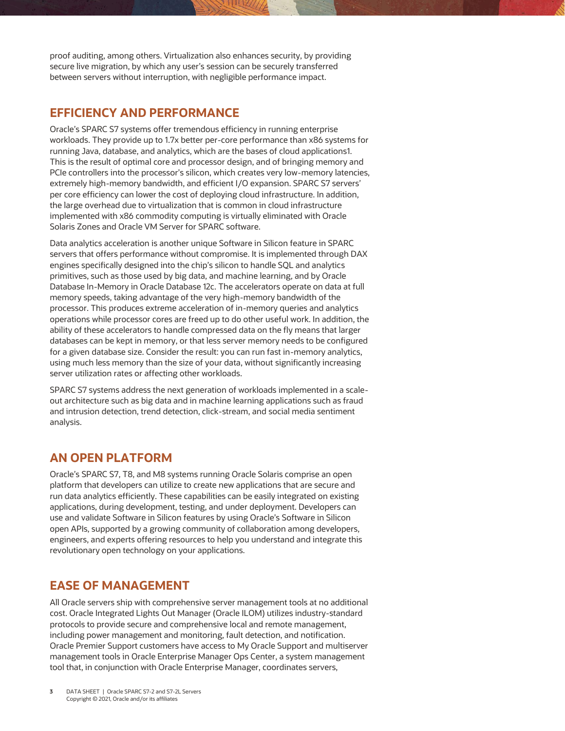proof auditing, among others. Virtualization also enhances security, by providing secure live migration, by which any user's session can be securely transferred between servers without interruption, with negligible performance impact.

## EFFICIENCY AND PERFORMANCE

Oracle's SPARC S7 systems offer tremendous efficiency in running enterprise workloads. They provide up to 1.7x better per-core performance than x86 systems for running Java, database, and analytics, which are the bases of cloud applications1. This is the result of optimal core and processor design, and of bringing memory and PCIe controllers into the processor's silicon, which creates very low-memory latencies, extremely high-memory bandwidth, and efficient I/O expansion. SPARC S7 servers' per core efficiency can lower the cost of deploying cloud infrastructure. In addition, the large overhead due to virtualization that is common in cloud infrastructure implemented with x86 commodity computing is virtually eliminated with Oracle Solaris Zones and Oracle VM Server for SPARC software.

Data analytics acceleration is another unique Software in Silicon feature in SPARC servers that offers performance without compromise. It is implemented through DAX engines specifically designed into the chip's silicon to handle SQL and analytics primitives, such as those used by big data, and machine learning, and by Oracle Database In-Memory in Oracle Database 12c. The accelerators operate on data at full memory speeds, taking advantage of the very high-memory bandwidth of the processor. This produces extreme acceleration of in-memory queries and analytics operations while processor cores are freed up to do other useful work. In addition, the ability of these accelerators to handle compressed data on the fly means that larger databases can be kept in memory, or that less server memory needs to be configured for a given database size. Consider the result: you can run fast in-memory analytics, using much less memory than the size of your data, without significantly increasing server utilization rates or affecting other workloads.

SPARC S7 systems address the next generation of workloads implemented in a scale-out architecture such as big data and in machine learning applications such as fraud and intrusion detection, trend detection, click-stream, and social media sentiment analysis.

## AN OPEN PLATFORM

Oracle's SPARC S7, T8, and M8 systems running Oracle Solaris comprise an open platform that developers can utilize to create new applications that are secure and run data analytics efficiently. These capabilities can be easily integrated on existing applications, during development, testing, and under deployment. Developers can use and validate Software in Silicon features by using Oracle's Software in Silicon open APIs, supported by a growing community of collaboration among developers, engineers, and experts offering resources to help you understand and integrate this revolutionary open technology on your applications.

## EASE OF MANAGEMENT

All Oracle servers ship with comprehensive server management tools at no additional cost. Oracle Integrated Lights Out Manager (Oracle ILOM) utilizes industry-standard protocols to provide secure and comprehensive local and remote management, including power management and monitoring, fault detection, and notification. Oracle Premier Support customers have access to My Oracle Support and multiserver management tools in Oracle Enterprise Manager Ops Center, a system management tool that, in conjunction with Oracle Enterprise Manager, coordinates servers,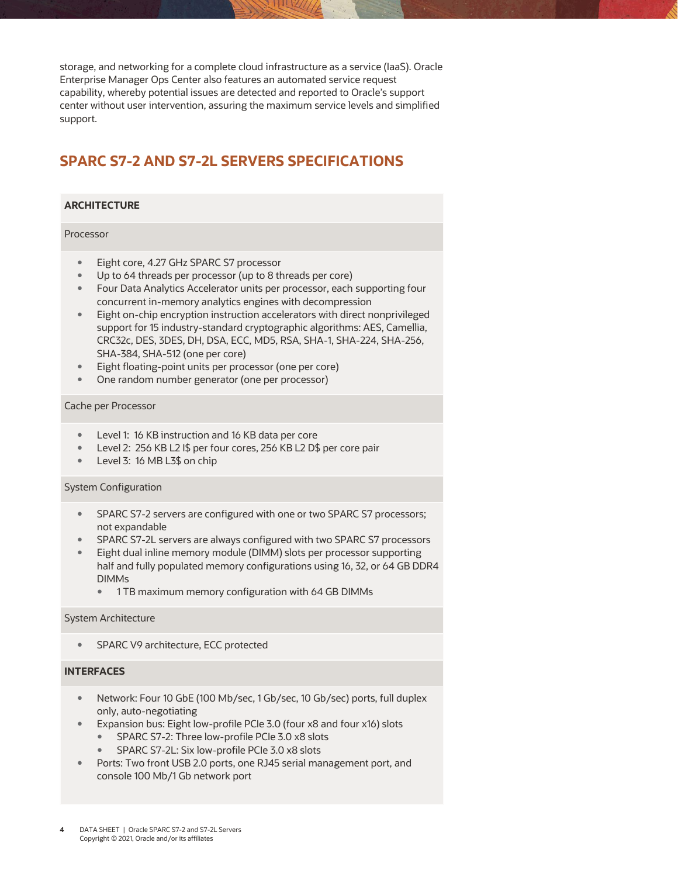storage, and networking for a complete cloud infrastructure as a service (IaaS). Oracle Enterprise Manager Ops Center also features an automated service request capability, whereby potential issues are detected and reported to Oracle's support center without user intervention, assuring the maximum service levels and simplified support.

## SPARC S7-2 AND S7-2L SERVERS SPECIFICATIONS

### ARCHITECTURE

#### Processor

- Eight core, 4.27 GHz SPARC S7 processor
- Up to 64 threads per processor (up to 8 threads per core)
- Four Data Analytics Accelerator units per processor, each supporting four concurrent in-memory analytics engines with decompression
- Eight on-chip encryption instruction accelerators with direct nonprivileged support for 15 industry-standard cryptographic algorithms: AES, Camellia, CRC32c, DES, 3DES, DH, DSA, ECC, MD5, RSA, SHA-1, SHA-224, SHA-256, SHA-384, SHA-512 (one per core)
- Eight floating-point units per processor (one per core)
- One random number generator (one per processor)

#### Cache per Processor

- Level 1: 16 KB instruction and 16 KB data per core
- Level 2: 256 KB L2 I$ per four cores, 256 KB L2 D$ per core pair
- Level 3: 16 MB L3$ on chip

#### System Configuration

- SPARC S7-2 servers are configured with one or two SPARC S7 processors; not expandable
- SPARC S7-2L servers are always configured with two SPARC S7 processors
- Eight dual inline memory module (DIMM) slots per processor supporting half and fully populated memory configurations using 16, 32, or 64 GB DDR4 DIMMs
  - 1 TB maximum memory configuration with 64 GB DIMMs

#### System Architecture

- SPARC V9 architecture, ECC protected

### INTERFACES

- Network: Four 10 GbE (100 Mb/sec, 1 Gb/sec, 10 Gb/sec) ports, full duplex only, auto-negotiating
- Expansion bus: Eight low-profile PCIe 3.0 (four x8 and four x16) slots
  - SPARC S7-2: Three low-profile PCIe 3.0 x8 slots
  - SPARC S7-2L: Six low-profile PCIe 3.0 x8 slots
- Ports: Two front USB 2.0 ports, one RJ45 serial management port, and console 100 Mb/1 Gb network port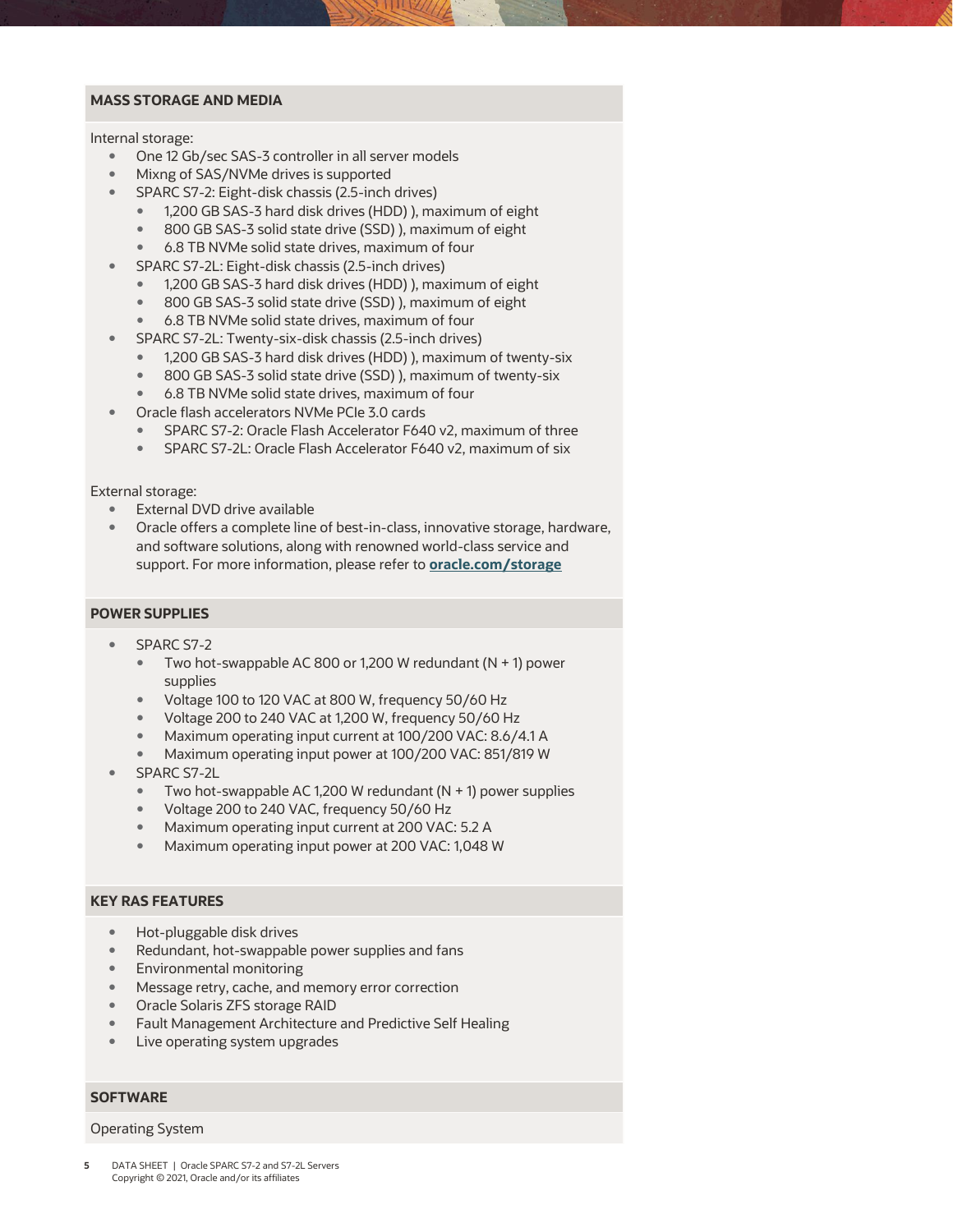## MASS STORAGE AND MEDIA

Internal storage:

- One 12 Gb/sec SAS-3 controller in all server models
- Mixng of SAS/NVMe drives is supported
- SPARC S7-2: Eight-disk chassis (2.5-inch drives)
  - 1,200 GB SAS-3 hard disk drives (HDD) ), maximum of eight
  - 800 GB SAS-3 solid state drive (SSD) ), maximum of eight
  - 6.8 TB NVMe solid state drives, maximum of four
- SPARC S7-2L: Eight-disk chassis (2.5-inch drives)
  - 1,200 GB SAS-3 hard disk drives (HDD) ), maximum of eight
  - 800 GB SAS-3 solid state drive (SSD) ), maximum of eight
  - 6.8 TB NVMe solid state drives, maximum of four
- SPARC S7-2L: Twenty-six-disk chassis (2.5-inch drives)
  - 1,200 GB SAS-3 hard disk drives (HDD) ), maximum of twenty-six
  - 800 GB SAS-3 solid state drive (SSD) ), maximum of twenty-six
  - 6.8 TB NVMe solid state drives, maximum of four
- Oracle flash accelerators NVMe PCIe 3.0 cards
  - SPARC S7-2: Oracle Flash Accelerator F640 v2, maximum of three
  - SPARC S7-2L: Oracle Flash Accelerator F640 v2, maximum of six

External storage:

- External DVD drive available
- Oracle offers a complete line of best-in-class, innovative storage, hardware, and software solutions, along with renowned world-class service and support. For more information, please refer to **oracle.com/storage**

## POWER SUPPLIES

- SPARC S7-2
  - Two hot-swappable AC 800 or 1,200 W redundant (N + 1) power supplies
  - Voltage 100 to 120 VAC at 800 W, frequency 50/60 Hz
  - Voltage 200 to 240 VAC at 1,200 W, frequency 50/60 Hz
  - Maximum operating input current at 100/200 VAC: 8.6/4.1 A
  - Maximum operating input power at 100/200 VAC: 851/819 W
- SPARC S7-2L
  - Two hot-swappable AC 1,200 W redundant (N + 1) power supplies
  - Voltage 200 to 240 VAC, frequency 50/60 Hz
  - Maximum operating input current at 200 VAC: 5.2 A
  - Maximum operating input power at 200 VAC: 1,048 W

## KEY RAS FEATURES

- Hot-pluggable disk drives
- Redundant, hot-swappable power supplies and fans
- Environmental monitoring
- Message retry, cache, and memory error correction
- Oracle Solaris ZFS storage RAID
- Fault Management Architecture and Predictive Self Healing
- Live operating system upgrades

## SOFTWARE

Operating System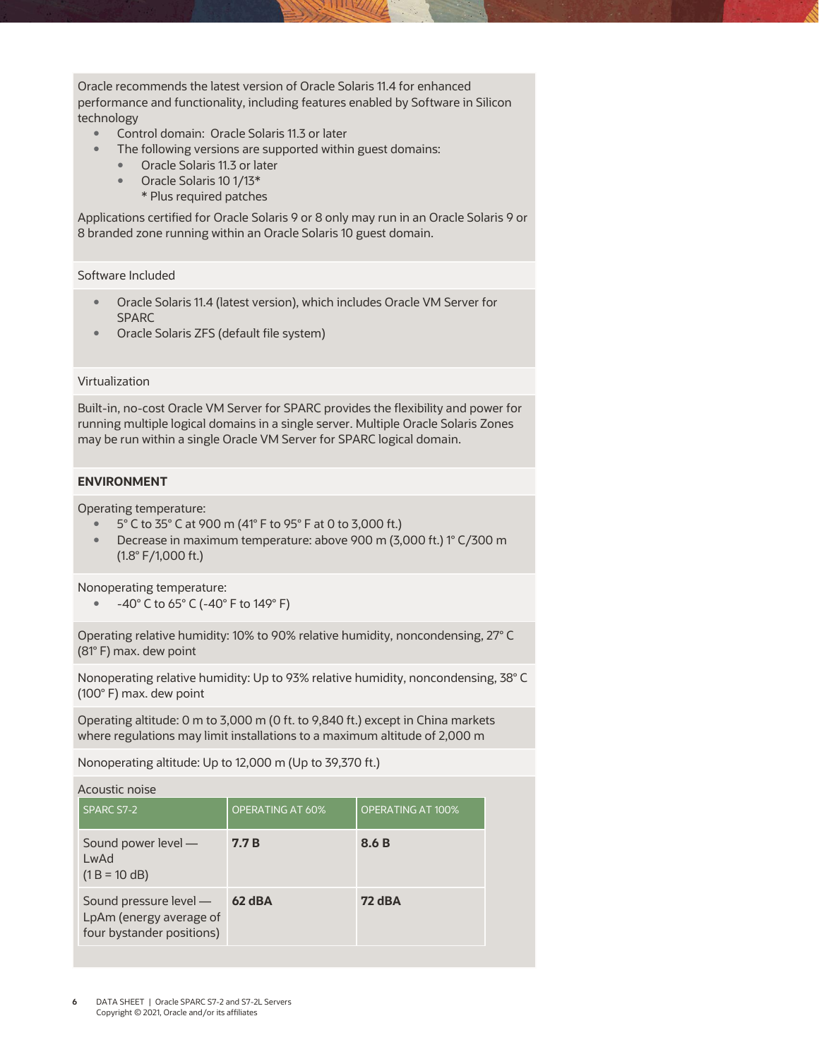Oracle recommends the latest version of Oracle Solaris 11.4 for enhanced performance and functionality, including features enabled by Software in Silicon technology

- Control domain: Oracle Solaris 11.3 or later
- The following versions are supported within guest domains:
  - Oracle Solaris 11.3 or later
  - Oracle Solaris 10 1/13*

    * Plus required patches

Applications certified for Oracle Solaris 9 or 8 only may run in an Oracle Solaris 9 or 8 branded zone running within an Oracle Solaris 10 guest domain.

Software Included

- Oracle Solaris 11.4 (latest version), which includes Oracle VM Server for SPARC
- Oracle Solaris ZFS (default file system)

Virtualization

Built-in, no-cost Oracle VM Server for SPARC provides the flexibility and power for running multiple logical domains in a single server. Multiple Oracle Solaris Zones may be run within a single Oracle VM Server for SPARC logical domain.

**ENVIRONMENT**

Operating temperature:

- 5° C to 35° C at 900 m (41° F to 95° F at 0 to 3,000 ft.)
- Decrease in maximum temperature: above 900 m (3,000 ft.) 1° C/300 m (1.8° F/1,000 ft.)

Nonoperating temperature:

- -40° C to 65° C (-40° F to 149° F)

Operating relative humidity: 10% to 90% relative humidity, noncondensing, 27° C (81° F) max. dew point

Nonoperating relative humidity: Up to 93% relative humidity, noncondensing, 38° C (100° F) max. dew point

Operating altitude: 0 m to 3,000 m (0 ft. to 9,840 ft.) except in China markets where regulations may limit installations to a maximum altitude of 2,000 m

Nonoperating altitude: Up to 12,000 m (Up to 39,370 ft.)

Acoustic noise

| SPARC S7-2 | OPERATING AT 60% | OPERATING AT 100% |
| --- | --- | --- |
| Sound power level — LwAd (1 B = 10 dB) | **7.7 B** | **8.6 B** |
| Sound pressure level — LpAm (energy average of four bystander positions) | **62 dBA** | **72 dBA** |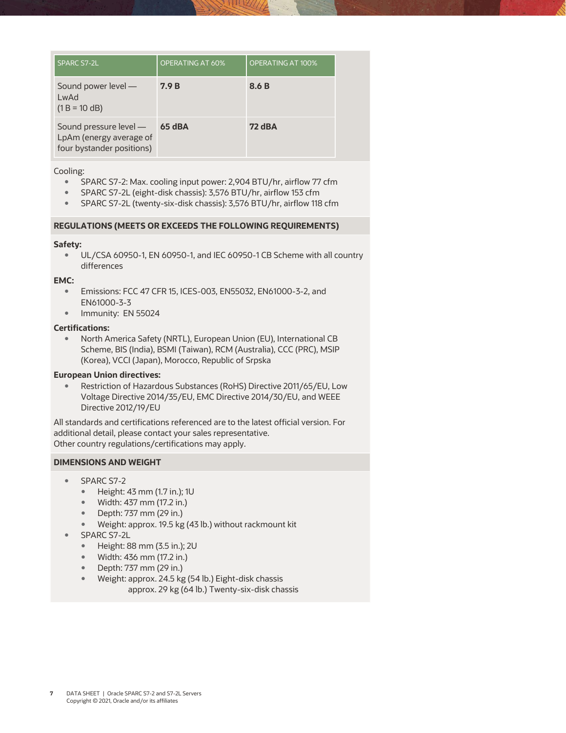| SPARC S7-2L | OPERATING AT 60% | OPERATING AT 100% |
| --- | --- | --- |
| Sound power level — LwAd (1 B = 10 dB) | **7.9 B** | **8.6 B** |
| Sound pressure level — LpAm (energy average of four bystander positions) | **65 dBA** | **72 dBA** |

Cooling:

- SPARC S7-2: Max. cooling input power: 2,904 BTU/hr, airflow 77 cfm
- SPARC S7-2L (eight-disk chassis): 3,576 BTU/hr, airflow 153 cfm
- SPARC S7-2L (twenty-six-disk chassis): 3,576 BTU/hr, airflow 118 cfm

## REGULATIONS (MEETS OR EXCEEDS THE FOLLOWING REQUIREMENTS)

**Safety:**

- UL/CSA 60950-1, EN 60950-1, and IEC 60950-1 CB Scheme with all country differences

**EMC:**

- Emissions: FCC 47 CFR 15, ICES-003, EN55032, EN61000-3-2, and EN61000-3-3
- Immunity: EN 55024

**Certifications:**

- North America Safety (NRTL), European Union (EU), International CB Scheme, BIS (India), BSMI (Taiwan), RCM (Australia), CCC (PRC), MSIP (Korea), VCCI (Japan), Morocco, Republic of Srpska

**European Union directives:**

- Restriction of Hazardous Substances (RoHS) Directive 2011/65/EU, Low Voltage Directive 2014/35/EU, EMC Directive 2014/30/EU, and WEEE Directive 2012/19/EU

All standards and certifications referenced are to the latest official version. For additional detail, please contact your sales representative.
Other country regulations/certifications may apply.

## DIMENSIONS AND WEIGHT

- SPARC S7-2
  - Height: 43 mm (1.7 in.); 1U
  - Width: 437 mm (17.2 in.)
  - Depth: 737 mm (29 in.)
  - Weight: approx. 19.5 kg (43 lb.) without rackmount kit
- SPARC S7-2L
  - Height: 88 mm (3.5 in.); 2U
  - Width: 436 mm (17.2 in.)
  - Depth: 737 mm (29 in.)
  - Weight: approx. 24.5 kg (54 lb.) Eight-disk chassis
    approx. 29 kg (64 lb.) Twenty-six-disk chassis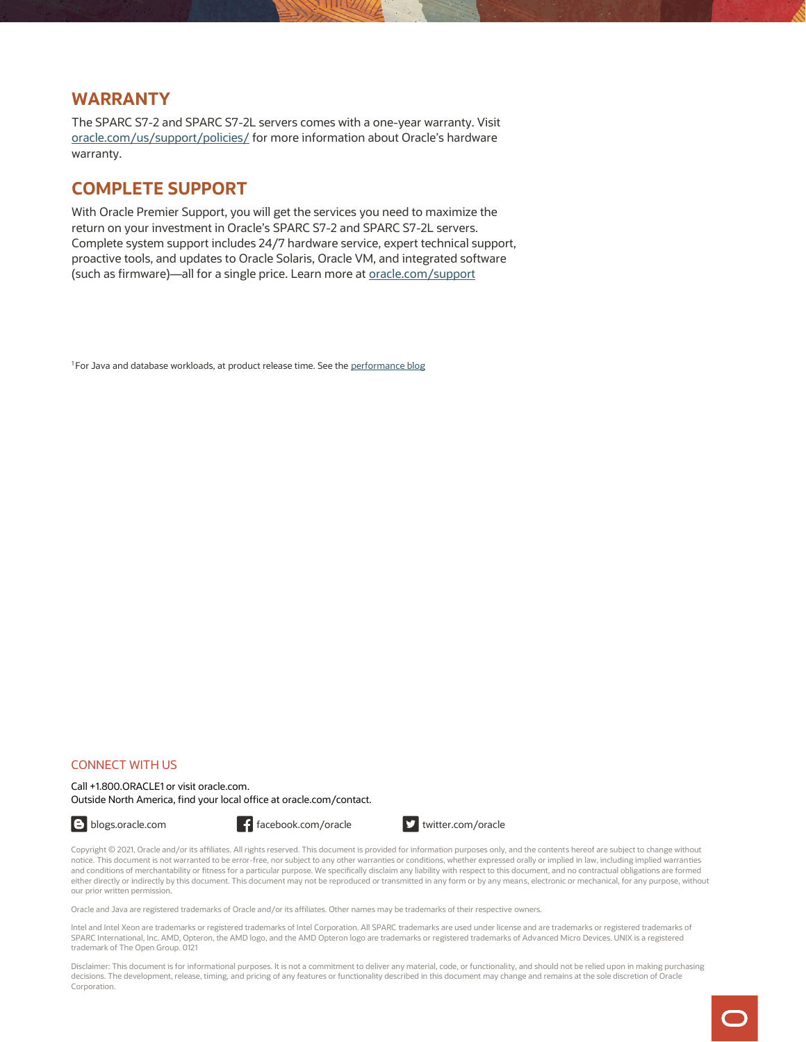## WARRANTY

The SPARC S7-2 and SPARC S7-2L servers comes with a one-year warranty. Visit oracle.com/us/support/policies/ for more information about Oracle's hardware warranty.

## COMPLETE SUPPORT

With Oracle Premier Support, you will get the services you need to maximize the return on your investment in Oracle's SPARC S7-2 and SPARC S7-2L servers. Complete system support includes 24/7 hardware service, expert technical support, proactive tools, and updates to Oracle Solaris, Oracle VM, and integrated software (such as firmware)—all for a single price. Learn more at oracle.com/support

[1] For Java and database workloads, at product release time. See the performance blog

CONNECT WITH US

Call +1.800.ORACLE1 or visit oracle.com.
Outside North America, find your local office at oracle.com/contact.

blogs.oracle.com facebook.com/oracle twitter.com/oracle

Copyright © 2021, Oracle and/or its affiliates. All rights reserved. This document is provided for information purposes only, and the contents hereof are subject to change without notice. This document is not warranted to be error-free, nor subject to any other warranties or conditions, whether expressed orally or implied in law, including implied warranties and conditions of merchantability or fitness for a particular purpose. We specifically disclaim any liability with respect to this document, and no contractual obligations are formed either directly or indirectly by this document. This document may not be reproduced or transmitted in any form or by any means, electronic or mechanical, for any purpose, without our prior written permission.

Oracle and Java are registered trademarks of Oracle and/or its affiliates. Other names may be trademarks of their respective owners.

Intel and Intel Xeon are trademarks or registered trademarks of Intel Corporation. All SPARC trademarks are used under license and are trademarks or registered trademarks of SPARC International, Inc. AMD, Opteron, the AMD logo, and the AMD Opteron logo are trademarks or registered trademarks of Advanced Micro Devices. UNIX is a registered trademark of The Open Group. 0121

Disclaimer: This document is for informational purposes. It is not a commitment to deliver any material, code, or functionality, and should not be relied upon in making purchasing decisions. The development, release, timing, and pricing of any features or functionality described in this document may change and remains at the sole discretion of Oracle Corporation.